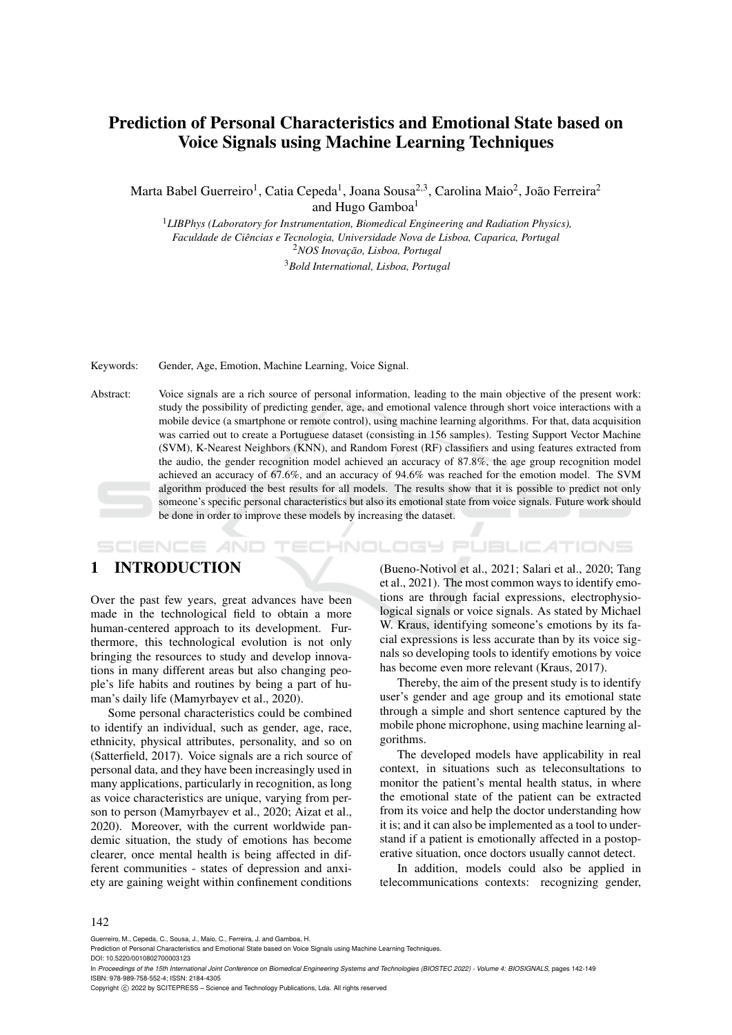# Prediction of Personal Characteristics and Emotional State based on Voice Signals using Machine Learning Techniques

Marta Babel Guerreiro[1], Catia Cepeda[1], Joana Sousa[2,3], Carolina Maio[2], João Ferreira[2] and Hugo Gamboa[1]

[1]*LIBPhys (Laboratory for Instrumentation, Biomedical Engineering and Radiation Physics), Faculdade de Ciências e Tecnologia, Universidade Nova de Lisboa, Caparica, Portugal*
[2]*NOS Inovação, Lisboa, Portugal*
[3]*Bold International, Lisboa, Portugal*

Keywords: Gender, Age, Emotion, Machine Learning, Voice Signal.

Abstract: Voice signals are a rich source of personal information, leading to the main objective of the present work: study the possibility of predicting gender, age, and emotional valence through short voice interactions with a mobile device (a smartphone or remote control), using machine learning algorithms. For that, data acquisition was carried out to create a Portuguese dataset (consisting in 156 samples). Testing Support Vector Machine (SVM), K-Nearest Neighbors (KNN), and Random Forest (RF) classifiers and using features extracted from the audio, the gender recognition model achieved an accuracy of 87.8%, the age group recognition model achieved an accuracy of 67.6%, and an accuracy of 94.6% was reached for the emotion model. The SVM algorithm produced the best results for all models. The results show that it is possible to predict not only someone's specific personal characteristics but also its emotional state from voice signals. Future work should be done in order to improve these models by increasing the dataset.

## 1 INTRODUCTION

Over the past few years, great advances have been made in the technological field to obtain a more human-centered approach to its development. Furthermore, this technological evolution is not only bringing the resources to study and develop innovations in many different areas but also changing people's life habits and routines by being a part of human's daily life (Mamyrbayev et al., 2020).

Some personal characteristics could be combined to identify an individual, such as gender, age, race, ethnicity, physical attributes, personality, and so on (Satterfield, 2017). Voice signals are a rich source of personal data, and they have been increasingly used in many applications, particularly in recognition, as long as voice characteristics are unique, varying from person to person (Mamyrbayev et al., 2020; Aizat et al., 2020). Moreover, with the current worldwide pandemic situation, the study of emotions has become clearer, once mental health is being affected in different communities - states of depression and anxiety are gaining weight within confinement conditions (Bueno-Notivol et al., 2021; Salari et al., 2020; Tang et al., 2021). The most common ways to identify emotions are through facial expressions, electrophysiological signals or voice signals. As stated by Michael W. Kraus, identifying someone's emotions by its facial expressions is less accurate than by its voice signals so developing tools to identify emotions by voice has become even more relevant (Kraus, 2017).

Thereby, the aim of the present study is to identify user's gender and age group and its emotional state through a simple and short sentence captured by the mobile phone microphone, using machine learning algorithms.

The developed models have applicability in real context, in situations such as teleconsultations to monitor the patient's mental health status, in where the emotional state of the patient can be extracted from its voice and help the doctor understanding how it is; and it can also be implemented as a tool to understand if a patient is emotionally affected in a postoperative situation, once doctors usually cannot detect.

In addition, models could also be applied in telecommunications contexts: recognizing gender,

Guerreiro, M., Cepeda, C., Sousa, J., Maio, C., Ferreira, J. and Gamboa, H.
Prediction of Personal Characteristics and Emotional State based on Voice Signals using Machine Learning Techniques.
DOI: 10.5220/0010802700003123
In *Proceedings of the 15th International Joint Conference on Biomedical Engineering Systems and Technologies (BIOSTEC 2022) - Volume 4: BIOSIGNALS*, pages 142-149
ISBN: 978-989-758-552-4; ISSN: 2184-4305
Copyright © 2022 by SCITEPRESS – Science and Technology Publications, Lda. All rights reserved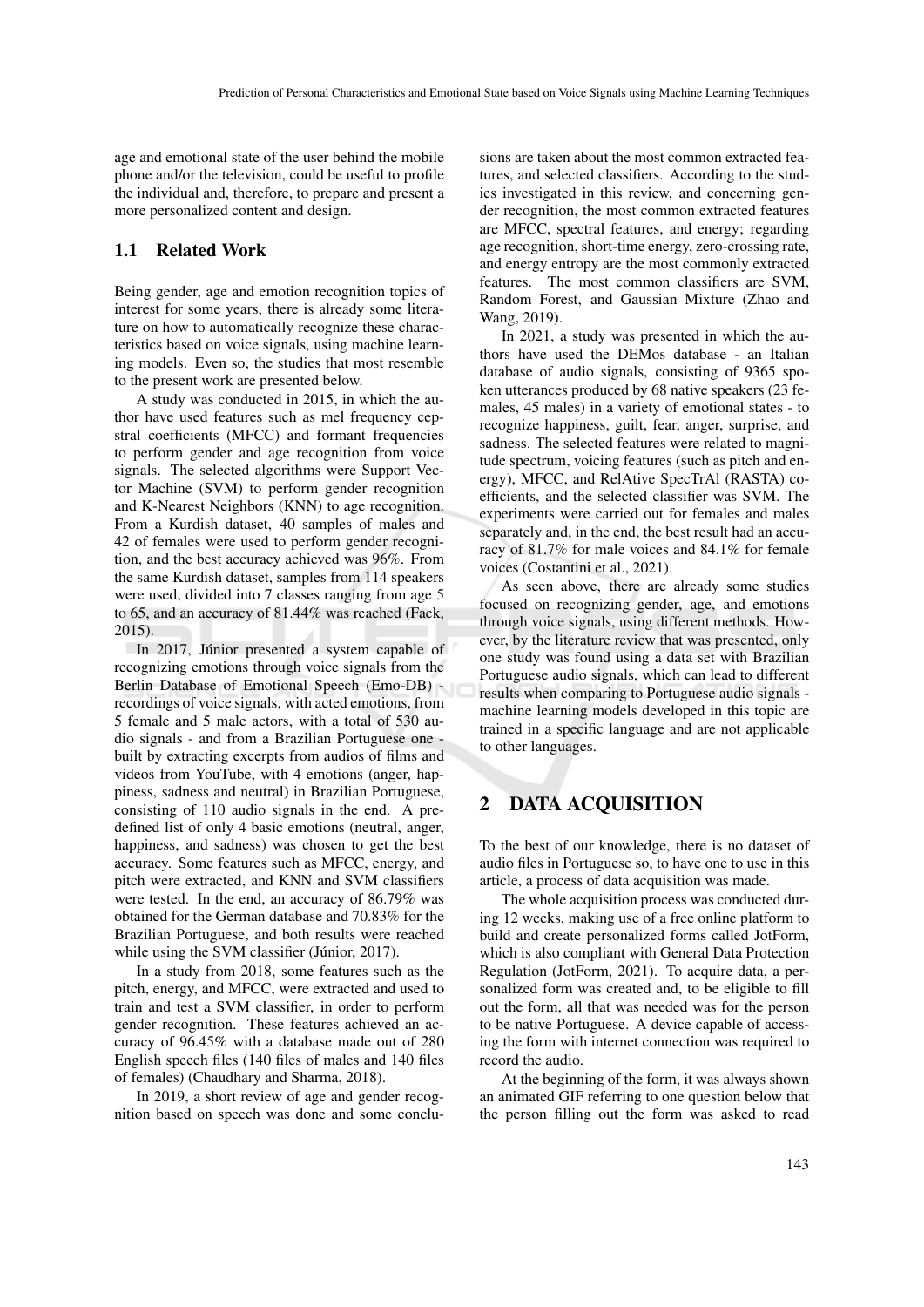age and emotional state of the user behind the mobile phone and/or the television, could be useful to profile the individual and, therefore, to prepare and present a more personalized content and design.

### 1.1 Related Work

Being gender, age and emotion recognition topics of interest for some years, there is already some literature on how to automatically recognize these characteristics based on voice signals, using machine learning models. Even so, the studies that most resemble to the present work are presented below.

A study was conducted in 2015, in which the author have used features such as mel frequency cepstral coefficients (MFCC) and formant frequencies to perform gender and age recognition from voice signals. The selected algorithms were Support Vector Machine (SVM) to perform gender recognition and K-Nearest Neighbors (KNN) to age recognition. From a Kurdish dataset, 40 samples of males and 42 of females were used to perform gender recognition, and the best accuracy achieved was 96%. From the same Kurdish dataset, samples from 114 speakers were used, divided into 7 classes ranging from age 5 to 65, and an accuracy of 81.44% was reached (Faek, 2015).

In 2017, Júnior presented a system capable of recognizing emotions through voice signals from the Berlin Database of Emotional Speech (Emo-DB) - recordings of voice signals, with acted emotions, from 5 female and 5 male actors, with a total of 530 audio signals - and from a Brazilian Portuguese one - built by extracting excerpts from audios of films and videos from YouTube, with 4 emotions (anger, happiness, sadness and neutral) in Brazilian Portuguese, consisting of 110 audio signals in the end. A predefined list of only 4 basic emotions (neutral, anger, happiness, and sadness) was chosen to get the best accuracy. Some features such as MFCC, energy, and pitch were extracted, and KNN and SVM classifiers were tested. In the end, an accuracy of 86.79% was obtained for the German database and 70.83% for the Brazilian Portuguese, and both results were reached while using the SVM classifier (Júnior, 2017).

In a study from 2018, some features such as the pitch, energy, and MFCC, were extracted and used to train and test a SVM classifier, in order to perform gender recognition. These features achieved an accuracy of 96.45% with a database made out of 280 English speech files (140 files of males and 140 files of females) (Chaudhary and Sharma, 2018).

In 2019, a short review of age and gender recognition based on speech was done and some conclusions are taken about the most common extracted features, and selected classifiers. According to the studies investigated in this review, and concerning gender recognition, the most common extracted features are MFCC, spectral features, and energy; regarding age recognition, short-time energy, zero-crossing rate, and energy entropy are the most commonly extracted features. The most common classifiers are SVM, Random Forest, and Gaussian Mixture (Zhao and Wang, 2019).

In 2021, a study was presented in which the authors have used the DEMos database - an Italian database of audio signals, consisting of 9365 spoken utterances produced by 68 native speakers (23 females, 45 males) in a variety of emotional states - to recognize happiness, guilt, fear, anger, surprise, and sadness. The selected features were related to magnitude spectrum, voicing features (such as pitch and energy), MFCC, and RelAtive SpecTrAl (RASTA) coefficients, and the selected classifier was SVM. The experiments were carried out for females and males separately and, in the end, the best result had an accuracy of 81.7% for male voices and 84.1% for female voices (Costantini et al., 2021).

As seen above, there are already some studies focused on recognizing gender, age, and emotions through voice signals, using different methods. However, by the literature review that was presented, only one study was found using a data set with Brazilian Portuguese audio signals, which can lead to different results when comparing to Portuguese audio signals - machine learning models developed in this topic are trained in a specific language and are not applicable to other languages.

## 2 DATA ACQUISITION

To the best of our knowledge, there is no dataset of audio files in Portuguese so, to have one to use in this article, a process of data acquisition was made.

The whole acquisition process was conducted during 12 weeks, making use of a free online platform to build and create personalized forms called JotForm, which is also compliant with General Data Protection Regulation (JotForm, 2021). To acquire data, a personalized form was created and, to be eligible to fill out the form, all that was needed was for the person to be native Portuguese. A device capable of accessing the form with internet connection was required to record the audio.

At the beginning of the form, it was always shown an animated GIF referring to one question below that the person filling out the form was asked to read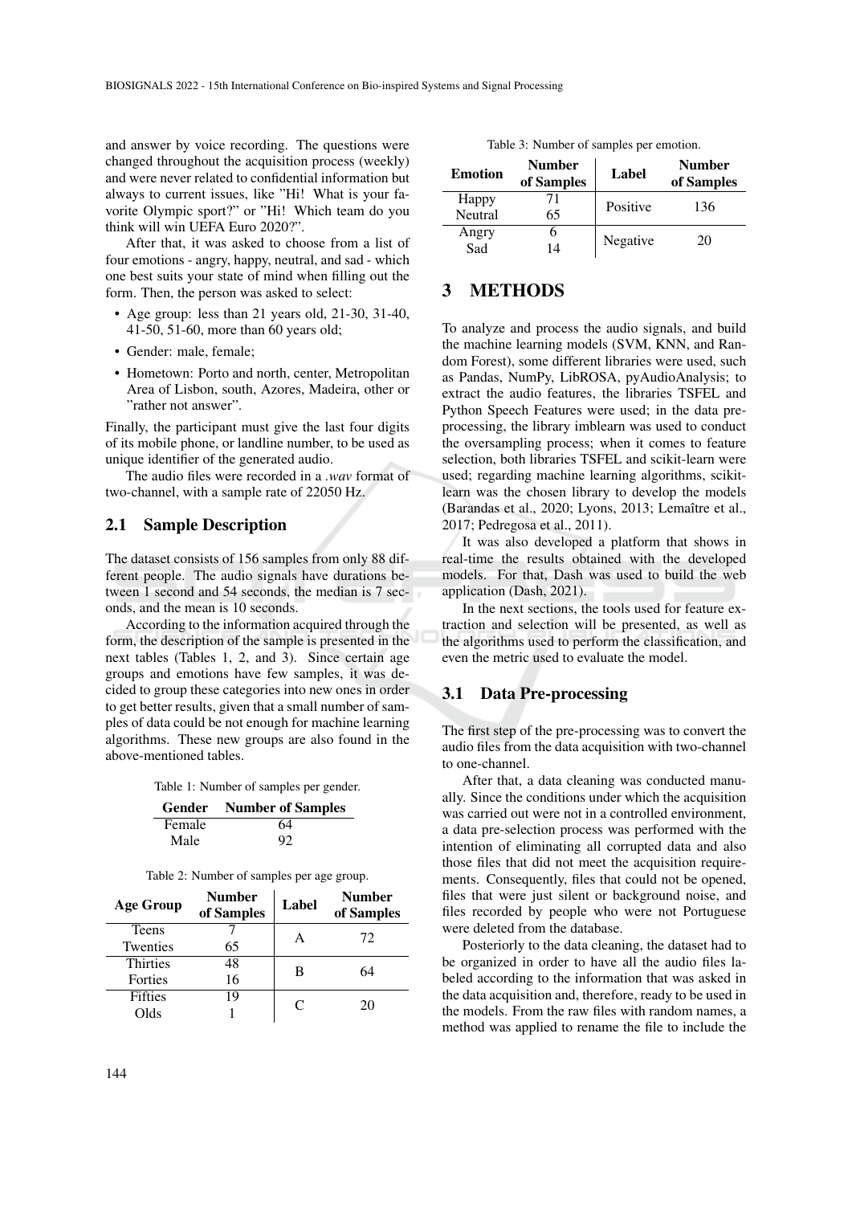and answer by voice recording. The questions were changed throughout the acquisition process (weekly) and were never related to confidential information but always to current issues, like "Hi! What is your favorite Olympic sport?" or "Hi! Which team do you think will win UEFA Euro 2020?".

After that, it was asked to choose from a list of four emotions - angry, happy, neutral, and sad - which one best suits your state of mind when filling out the form. Then, the person was asked to select:

- Age group: less than 21 years old, 21-30, 31-40, 41-50, 51-60, more than 60 years old;
- Gender: male, female;
- Hometown: Porto and north, center, Metropolitan Area of Lisbon, south, Azores, Madeira, other or "rather not answer".

Finally, the participant must give the last four digits of its mobile phone, or landline number, to be used as unique identifier of the generated audio.

The audio files were recorded in a *.wav* format of two-channel, with a sample rate of 22050 Hz.

## 2.1 Sample Description

The dataset consists of 156 samples from only 88 different people. The audio signals have durations between 1 second and 54 seconds, the median is 7 seconds, and the mean is 10 seconds.

According to the information acquired through the form, the description of the sample is presented in the next tables (Tables 1, 2, and 3). Since certain age groups and emotions have few samples, it was decided to group these categories into new ones in order to get better results, given that a small number of samples of data could be not enough for machine learning algorithms. These new groups are also found in the above-mentioned tables.

Table 1: Number of samples per gender.

| Gender | Number of Samples |
|---|---|
| Female | 64 |
| Male | 92 |

Table 2: Number of samples per age group.

| Age Group | Number of Samples | Label | Number of Samples |
|---|---|---|---|
| Teens | 7 | A | 72 |
| Twenties | 65 | | |
| Thirties | 48 | B | 64 |
| Forties | 16 | | |
| Fifties | 19 | C | 20 |
| Olds | 1 | | |

Table 3: Number of samples per emotion.

| Emotion | Number of Samples | Label | Number of Samples |
|---|---|---|---|
| Happy | 71 | Positive | 136 |
| Neutral | 65 | | |
| Angry | 6 | Negative | 20 |
| Sad | 14 | | |

# 3 METHODS

To analyze and process the audio signals, and build the machine learning models (SVM, KNN, and Random Forest), some different libraries were used, such as Pandas, NumPy, LibROSA, pyAudioAnalysis; to extract the audio features, the libraries TSFEL and Python Speech Features were used; in the data preprocessing, the library imblearn was used to conduct the oversampling process; when it comes to feature selection, both libraries TSFEL and scikit-learn were used; regarding machine learning algorithms, scikit-learn was the chosen library to develop the models (Barandas et al., 2020; Lyons, 2013; Lemaître et al., 2017; Pedregosa et al., 2011).

It was also developed a platform that shows in real-time the results obtained with the developed models. For that, Dash was used to build the web application (Dash, 2021).

In the next sections, the tools used for feature extraction and selection will be presented, as well as the algorithms used to perform the classification, and even the metric used to evaluate the model.

## 3.1 Data Pre-processing

The first step of the pre-processing was to convert the audio files from the data acquisition with two-channel to one-channel.

After that, a data cleaning was conducted manually. Since the conditions under which the acquisition was carried out were not in a controlled environment, a data pre-selection process was performed with the intention of eliminating all corrupted data and also those files that did not meet the acquisition requirements. Consequently, files that could not be opened, files that were just silent or background noise, and files recorded by people who were not Portuguese were deleted from the database.

Posteriorly to the data cleaning, the dataset had to be organized in order to have all the audio files labeled according to the information that was asked in the data acquisition and, therefore, ready to be used in the models. From the raw files with random names, a method was applied to rename the file to include the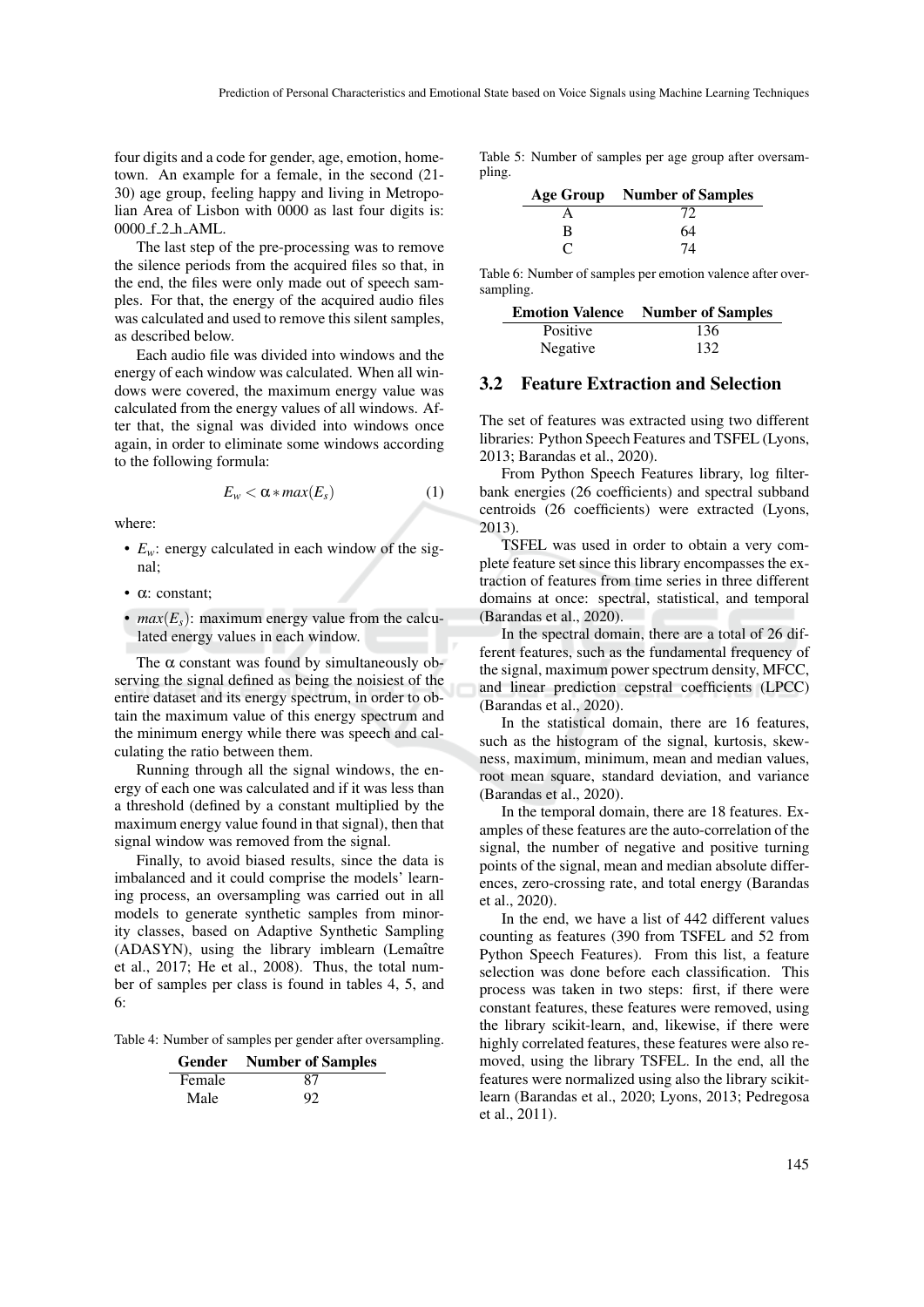four digits and a code for gender, age, emotion, hometown. An example for a female, in the second (21-30) age group, feeling happy and living in Metropolian Area of Lisbon with 0000 as last four digits is: 0000_f_2_h_AML.

The last step of the pre-processing was to remove the silence periods from the acquired files so that, in the end, the files were only made out of speech samples. For that, the energy of the acquired audio files was calculated and used to remove this silent samples, as described below.

Each audio file was divided into windows and the energy of each window was calculated. When all windows were covered, the maximum energy value was calculated from the energy values of all windows. After that, the signal was divided into windows once again, in order to eliminate some windows according to the following formula:

$$E_w < \alpha * max(E_s) \tag{1}$$

where:

- $E_w$: energy calculated in each window of the signal;
- $\alpha$: constant;
- $max(E_s)$: maximum energy value from the calculated energy values in each window.

The $\alpha$ constant was found by simultaneously observing the signal defined as being the noisiest of the entire dataset and its energy spectrum, in order to obtain the maximum value of this energy spectrum and the minimum energy while there was speech and calculating the ratio between them.

Running through all the signal windows, the energy of each one was calculated and if it was less than a threshold (defined by a constant multiplied by the maximum energy value found in that signal), then that signal window was removed from the signal.

Finally, to avoid biased results, since the data is imbalanced and it could comprise the models' learning process, an oversampling was carried out in all models to generate synthetic samples from minority classes, based on Adaptive Synthetic Sampling (ADASYN), using the library imblearn (Lemaître et al., 2017; He et al., 2008). Thus, the total number of samples per class is found in tables 4, 5, and 6:

Table 4: Number of samples per gender after oversampling.

| Gender | Number of Samples |
|---|---|
| Female | 87 |
| Male | 92 |

Table 5: Number of samples per age group after oversampling.

| Age Group | Number of Samples |
|---|---|
| A | 72 |
| B | 64 |
| C | 74 |

Table 6: Number of samples per emotion valence after oversampling.

| Emotion Valence | Number of Samples |
|---|---|
| Positive | 136 |
| Negative | 132 |

## 3.2 Feature Extraction and Selection

The set of features was extracted using two different libraries: Python Speech Features and TSFEL (Lyons, 2013; Barandas et al., 2020).

From Python Speech Features library, log filterbank energies (26 coefficients) and spectral subband centroids (26 coefficients) were extracted (Lyons, 2013).

TSFEL was used in order to obtain a very complete feature set since this library encompasses the extraction of features from time series in three different domains at once: spectral, statistical, and temporal (Barandas et al., 2020).

In the spectral domain, there are a total of 26 different features, such as the fundamental frequency of the signal, maximum power spectrum density, MFCC, and linear prediction cepstral coefficients (LPCC) (Barandas et al., 2020).

In the statistical domain, there are 16 features, such as the histogram of the signal, kurtosis, skewness, maximum, minimum, mean and median values, root mean square, standard deviation, and variance (Barandas et al., 2020).

In the temporal domain, there are 18 features. Examples of these features are the auto-correlation of the signal, the number of negative and positive turning points of the signal, mean and median absolute differences, zero-crossing rate, and total energy (Barandas et al., 2020).

In the end, we have a list of 442 different values counting as features (390 from TSFEL and 52 from Python Speech Features). From this list, a feature selection was done before each classification. This process was taken in two steps: first, if there were constant features, these features were removed, using the library scikit-learn, and, likewise, if there were highly correlated features, these features were also removed, using the library TSFEL. In the end, all the features were normalized using also the library scikit-learn (Barandas et al., 2020; Lyons, 2013; Pedregosa et al., 2011).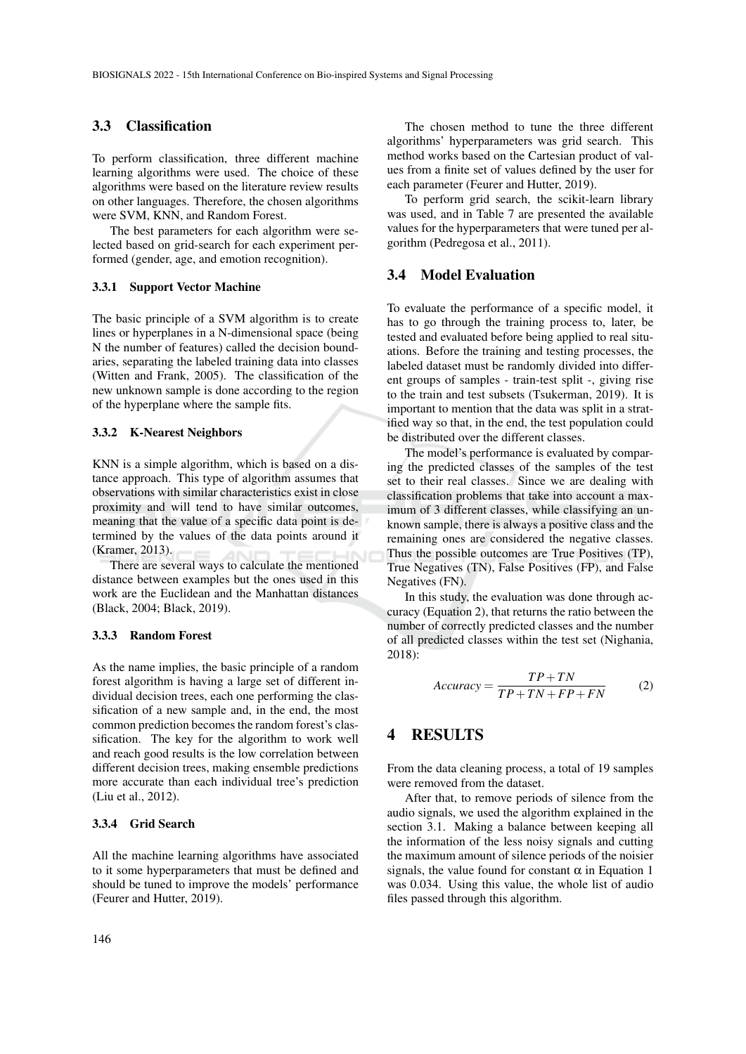### 3.3 Classification

To perform classification, three different machine learning algorithms were used. The choice of these algorithms were based on the literature review results on other languages. Therefore, the chosen algorithms were SVM, KNN, and Random Forest.

The best parameters for each algorithm were selected based on grid-search for each experiment performed (gender, age, and emotion recognition).

#### 3.3.1 Support Vector Machine

The basic principle of a SVM algorithm is to create lines or hyperplanes in a N-dimensional space (being N the number of features) called the decision boundaries, separating the labeled training data into classes (Witten and Frank, 2005). The classification of the new unknown sample is done according to the region of the hyperplane where the sample fits.

#### 3.3.2 K-Nearest Neighbors

KNN is a simple algorithm, which is based on a distance approach. This type of algorithm assumes that observations with similar characteristics exist in close proximity and will tend to have similar outcomes, meaning that the value of a specific data point is determined by the values of the data points around it (Kramer, 2013).

There are several ways to calculate the mentioned distance between examples but the ones used in this work are the Euclidean and the Manhattan distances (Black, 2004; Black, 2019).

#### 3.3.3 Random Forest

As the name implies, the basic principle of a random forest algorithm is having a large set of different individual decision trees, each one performing the classification of a new sample and, in the end, the most common prediction becomes the random forest's classification. The key for the algorithm to work well and reach good results is the low correlation between different decision trees, making ensemble predictions more accurate than each individual tree's prediction (Liu et al., 2012).

#### 3.3.4 Grid Search

All the machine learning algorithms have associated to it some hyperparameters that must be defined and should be tuned to improve the models' performance (Feurer and Hutter, 2019).

The chosen method to tune the three different algorithms' hyperparameters was grid search. This method works based on the Cartesian product of values from a finite set of values defined by the user for each parameter (Feurer and Hutter, 2019).

To perform grid search, the scikit-learn library was used, and in Table 7 are presented the available values for the hyperparameters that were tuned per algorithm (Pedregosa et al., 2011).

### 3.4 Model Evaluation

To evaluate the performance of a specific model, it has to go through the training process to, later, be tested and evaluated before being applied to real situations. Before the training and testing processes, the labeled dataset must be randomly divided into different groups of samples - train-test split -, giving rise to the train and test subsets (Tsukerman, 2019). It is important to mention that the data was split in a stratified way so that, in the end, the test population could be distributed over the different classes.

The model's performance is evaluated by comparing the predicted classes of the samples of the test set to their real classes. Since we are dealing with classification problems that take into account a maximum of 3 different classes, while classifying an unknown sample, there is always a positive class and the remaining ones are considered the negative classes. Thus the possible outcomes are True Positives (TP), True Negatives (TN), False Positives (FP), and False Negatives (FN).

In this study, the evaluation was done through accuracy (Equation 2), that returns the ratio between the number of correctly predicted classes and the number of all predicted classes within the test set (Nighania, 2018):

$$Accuracy = \frac{TP + TN}{TP + TN + FP + FN} \tag{2}$$

## 4 RESULTS

From the data cleaning process, a total of 19 samples were removed from the dataset.

After that, to remove periods of silence from the audio signals, we used the algorithm explained in the section 3.1. Making a balance between keeping all the information of the less noisy signals and cutting the maximum amount of silence periods of the noisier signals, the value found for constant $\alpha$ in Equation 1 was 0.034. Using this value, the whole list of audio files passed through this algorithm.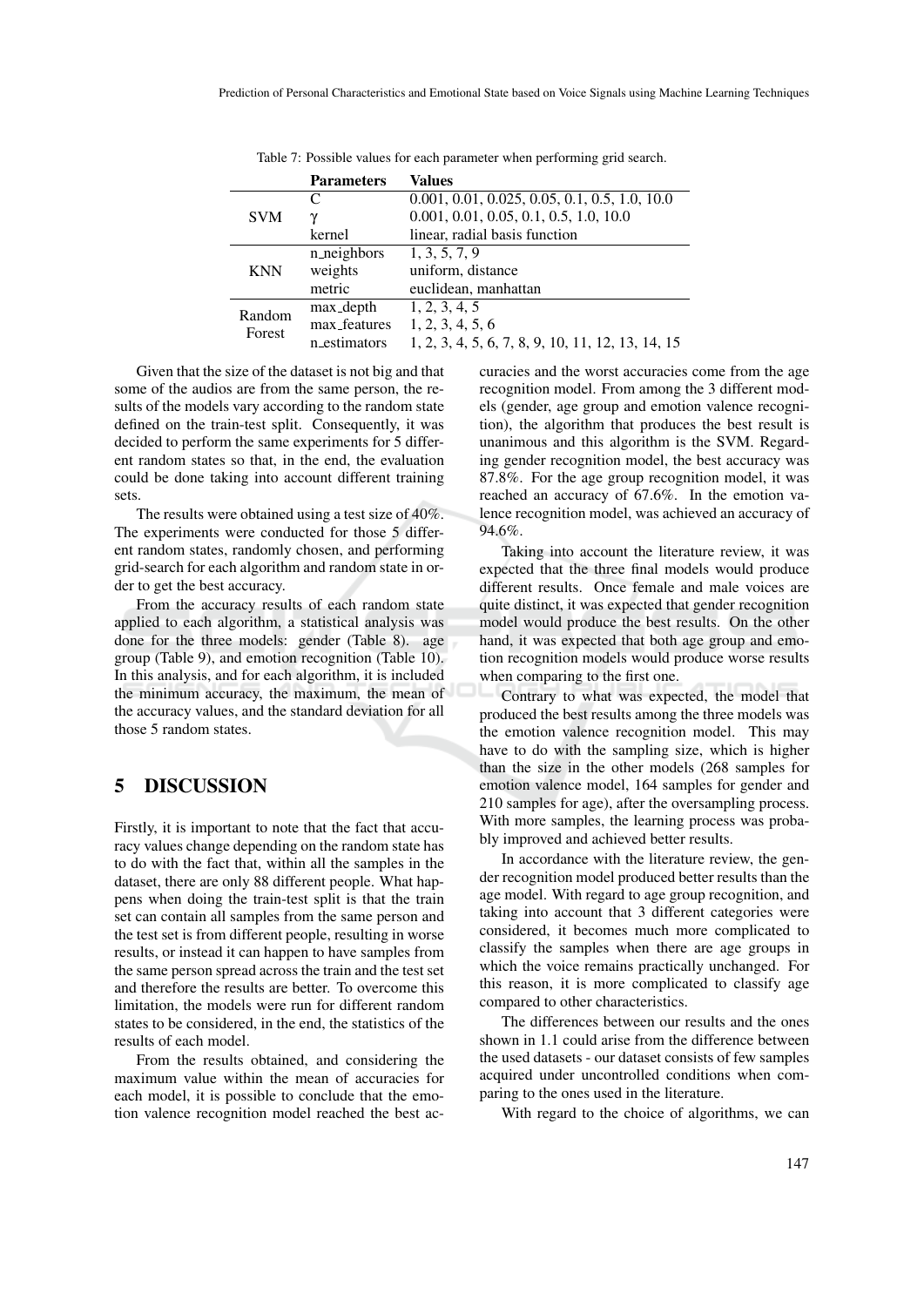Table 7: Possible values for each parameter when performing grid search.

| | Parameters | Values |
|---|---|---|
| SVM | C | 0.001, 0.01, 0.025, 0.05, 0.1, 0.5, 1.0, 10.0 |
| | $\gamma$ | 0.001, 0.01, 0.05, 0.1, 0.5, 1.0, 10.0 |
| | kernel | linear, radial basis function |
| KNN | n_neighbors | 1, 3, 5, 7, 9 |
| | weights | uniform, distance |
| | metric | euclidean, manhattan |
| Random Forest | max_depth | 1, 2, 3, 4, 5 |
| | max_features | 1, 2, 3, 4, 5, 6 |
| | n_estimators | 1, 2, 3, 4, 5, 6, 7, 8, 9, 10, 11, 12, 13, 14, 15 |

Given that the size of the dataset is not big and that some of the audios are from the same person, the results of the models vary according to the random state defined on the train-test split. Consequently, it was decided to perform the same experiments for 5 different random states so that, in the end, the evaluation could be done taking into account different training sets.

The results were obtained using a test size of 40%. The experiments were conducted for those 5 different random states, randomly chosen, and performing grid-search for each algorithm and random state in order to get the best accuracy.

From the accuracy results of each random state applied to each algorithm, a statistical analysis was done for the three models: gender (Table 8). age group (Table 9), and emotion recognition (Table 10). In this analysis, and for each algorithm, it is included the minimum accuracy, the maximum, the mean of the accuracy values, and the standard deviation for all those 5 random states.

## 5 DISCUSSION

Firstly, it is important to note that the fact that accuracy values change depending on the random state has to do with the fact that, within all the samples in the dataset, there are only 88 different people. What happens when doing the train-test split is that the train set can contain all samples from the same person and the test set is from different people, resulting in worse results, or instead it can happen to have samples from the same person spread across the train and the test set and therefore the results are better. To overcome this limitation, the models were run for different random states to be considered, in the end, the statistics of the results of each model.

From the results obtained, and considering the maximum value within the mean of accuracies for each model, it is possible to conclude that the emotion valence recognition model reached the best accuracies and the worst accuracies come from the age recognition model. From among the 3 different models (gender, age group and emotion valence recognition), the algorithm that produces the best result is unanimous and this algorithm is the SVM. Regarding gender recognition model, the best accuracy was 87.8%. For the age group recognition model, it was reached an accuracy of 67.6%. In the emotion valence recognition model, was achieved an accuracy of 94.6%.

Taking into account the literature review, it was expected that the three final models would produce different results. Once female and male voices are quite distinct, it was expected that gender recognition model would produce the best results. On the other hand, it was expected that both age group and emotion recognition models would produce worse results when comparing to the first one.

Contrary to what was expected, the model that produced the best results among the three models was the emotion valence recognition model. This may have to do with the sampling size, which is higher than the size in the other models (268 samples for emotion valence model, 164 samples for gender and 210 samples for age), after the oversampling process. With more samples, the learning process was probably improved and achieved better results.

In accordance with the literature review, the gender recognition model produced better results than the age model. With regard to age group recognition, and taking into account that 3 different categories were considered, it becomes much more complicated to classify the samples when there are age groups in which the voice remains practically unchanged. For this reason, it is more complicated to classify age compared to other characteristics.

The differences between our results and the ones shown in 1.1 could arise from the difference between the used datasets - our dataset consists of few samples acquired under uncontrolled conditions when comparing to the ones used in the literature.

With regard to the choice of algorithms, we can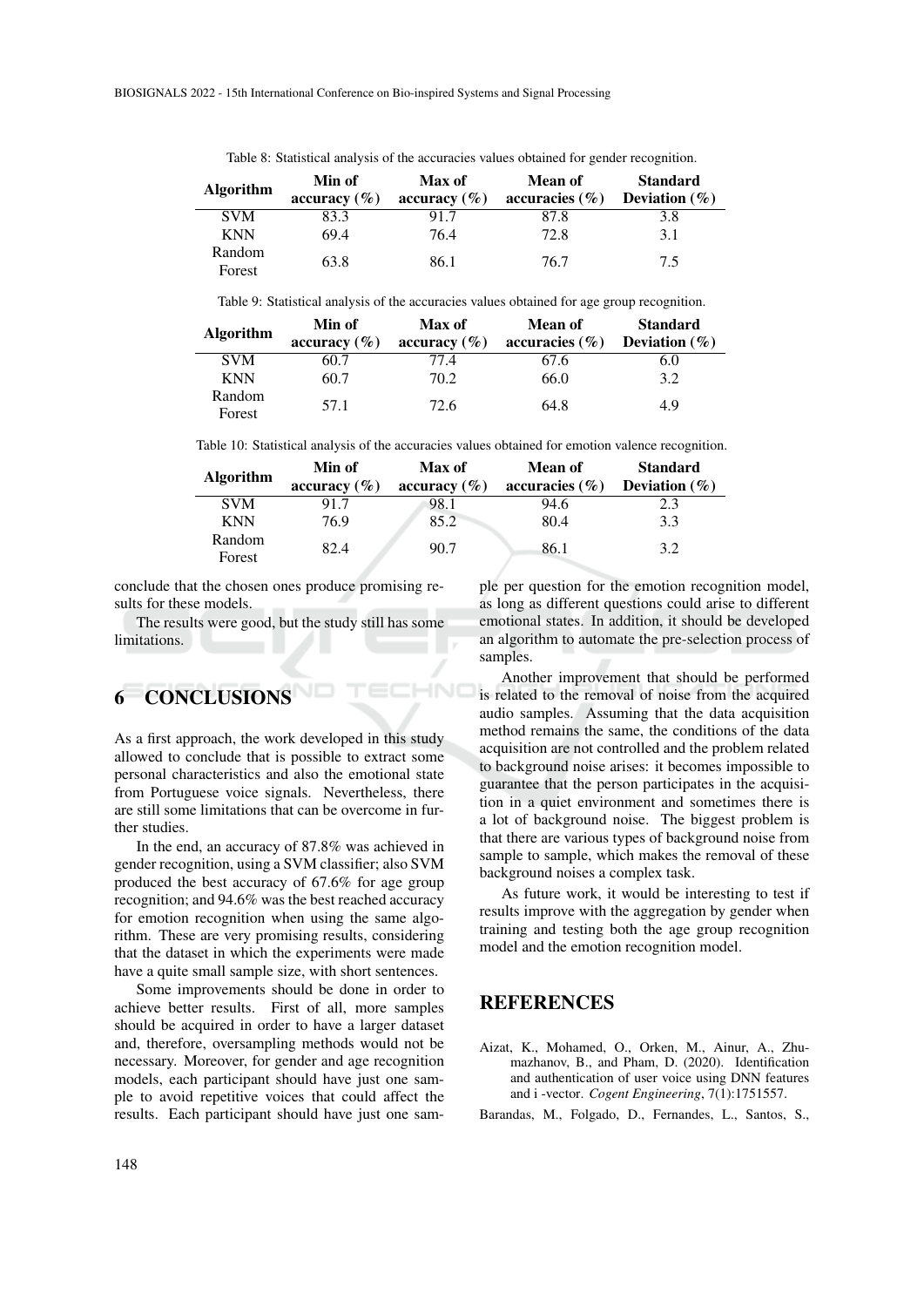Table 8: Statistical analysis of the accuracies values obtained for gender recognition.

| Algorithm | Min of accuracy (%) | Max of accuracy (%) | Mean of accuracies (%) | Standard Deviation (%) |
|---|---|---|---|---|
| SVM | 83.3 | 91.7 | 87.8 | 3.8 |
| KNN | 69.4 | 76.4 | 72.8 | 3.1 |
| Random Forest | 63.8 | 86.1 | 76.7 | 7.5 |

Table 9: Statistical analysis of the accuracies values obtained for age group recognition.

| Algorithm | Min of accuracy (%) | Max of accuracy (%) | Mean of accuracies (%) | Standard Deviation (%) |
|---|---|---|---|---|
| SVM | 60.7 | 77.4 | 67.6 | 6.0 |
| KNN | 60.7 | 70.2 | 66.0 | 3.2 |
| Random Forest | 57.1 | 72.6 | 64.8 | 4.9 |

Table 10: Statistical analysis of the accuracies values obtained for emotion valence recognition.

| Algorithm | Min of accuracy (%) | Max of accuracy (%) | Mean of accuracies (%) | Standard Deviation (%) |
|---|---|---|---|---|
| SVM | 91.7 | 98.1 | 94.6 | 2.3 |
| KNN | 76.9 | 85.2 | 80.4 | 3.3 |
| Random Forest | 82.4 | 90.7 | 86.1 | 3.2 |

conclude that the chosen ones produce promising results for these models.

The results were good, but the study still has some limitations.

## 6 CONCLUSIONS

As a first approach, the work developed in this study allowed to conclude that is possible to extract some personal characteristics and also the emotional state from Portuguese voice signals. Nevertheless, there are still some limitations that can be overcome in further studies.

In the end, an accuracy of 87.8% was achieved in gender recognition, using a SVM classifier; also SVM produced the best accuracy of 67.6% for age group recognition; and 94.6% was the best reached accuracy for emotion recognition when using the same algorithm. These are very promising results, considering that the dataset in which the experiments were made have a quite small sample size, with short sentences.

Some improvements should be done in order to achieve better results. First of all, more samples should be acquired in order to have a larger dataset and, therefore, oversampling methods would not be necessary. Moreover, for gender and age recognition models, each participant should have just one sample to avoid repetitive voices that could affect the results. Each participant should have just one sample per question for the emotion recognition model, as long as different questions could arise to different emotional states. In addition, it should be developed an algorithm to automate the pre-selection process of samples.

Another improvement that should be performed is related to the removal of noise from the acquired audio samples. Assuming that the data acquisition method remains the same, the conditions of the data acquisition are not controlled and the problem related to background noise arises: it becomes impossible to guarantee that the person participates in the acquisition in a quiet environment and sometimes there is a lot of background noise. The biggest problem is that there are various types of background noise from sample to sample, which makes the removal of these background noises a complex task.

As future work, it would be interesting to test if results improve with the aggregation by gender when training and testing both the age group recognition model and the emotion recognition model.

## REFERENCES

Aizat, K., Mohamed, O., Orken, M., Ainur, A., Zhumazhanov, B., and Pham, D. (2020). Identification and authentication of user voice using DNN features and i -vector. *Cogent Engineering*, 7(1):1751557.

Barandas, M., Folgado, D., Fernandes, L., Santos, S.,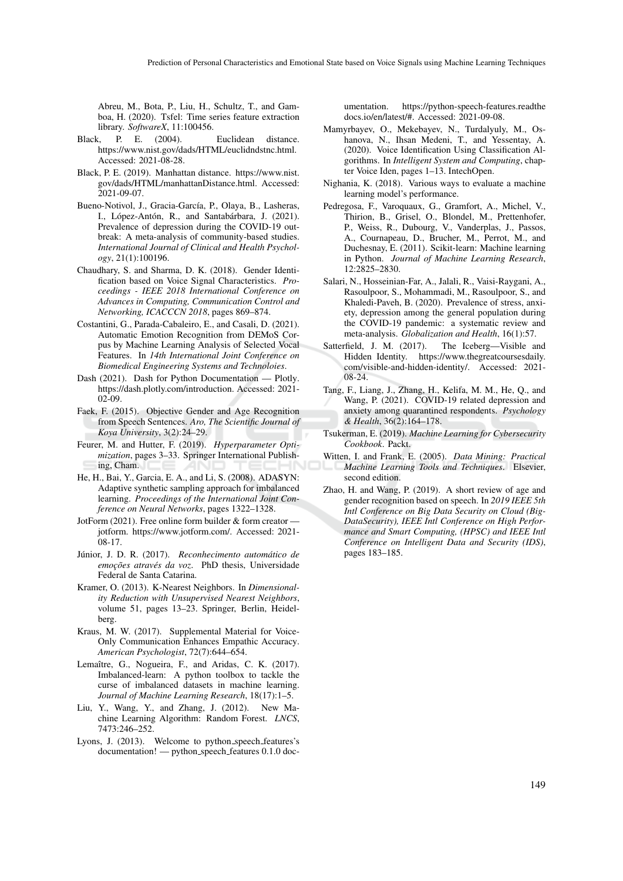Abreu, M., Bota, P., Liu, H., Schultz, T., and Gamboa, H. (2020). Tsfel: Time series feature extraction library. *SoftwareX*, 11:100456.

Black, P. E. (2004). Euclidean distance. https://www.nist.gov/dads/HTML/euclidndstnc.html. Accessed: 2021-08-28.

Black, P. E. (2019). Manhattan distance. https://www.nist.gov/dads/HTML/manhattanDistance.html. Accessed: 2021-09-07.

Bueno-Notivol, J., Gracia-García, P., Olaya, B., Lasheras, I., López-Antón, R., and Santabárbara, J. (2021). Prevalence of depression during the COVID-19 outbreak: A meta-analysis of community-based studies. *International Journal of Clinical and Health Psychology*, 21(1):100196.

Chaudhary, S. and Sharma, D. K. (2018). Gender Identification based on Voice Signal Characteristics. *Proceedings - IEEE 2018 International Conference on Advances in Computing, Communication Control and Networking, ICACCCN 2018*, pages 869–874.

Costantini, G., Parada-Cabaleiro, E., and Casali, D. (2021). Automatic Emotion Recognition from DEMoS Corpus by Machine Learning Analysis of Selected Vocal Features. In *14th International Joint Conference on Biomedical Engineering Systems and Technoloies*.

Dash (2021). Dash for Python Documentation — Plotly. https://dash.plotly.com/introduction. Accessed: 2021-02-09.

Faek, F. (2015). Objective Gender and Age Recognition from Speech Sentences. *Aro, The Scientific Journal of Koya University*, 3(2):24–29.

Feurer, M. and Hutter, F. (2019). *Hyperparameter Optimization*, pages 3–33. Springer International Publishing, Cham.

He, H., Bai, Y., Garcia, E. A., and Li, S. (2008). ADASYN: Adaptive synthetic sampling approach for imbalanced learning. *Proceedings of the International Joint Conference on Neural Networks*, pages 1322–1328.

JotForm (2021). Free online form builder & form creator — jotform. https://www.jotform.com/. Accessed: 2021-08-17.

Júnior, J. D. R. (2017). *Reconhecimento automático de emoções através da voz*. PhD thesis, Universidade Federal de Santa Catarina.

Kramer, O. (2013). K-Nearest Neighbors. In *Dimensionality Reduction with Unsupervised Nearest Neighbors*, volume 51, pages 13–23. Springer, Berlin, Heidelberg.

Kraus, M. W. (2017). Supplemental Material for Voice-Only Communication Enhances Empathic Accuracy. *American Psychologist*, 72(7):644–654.

Lemaître, G., Nogueira, F., and Aridas, C. K. (2017). Imbalanced-learn: A python toolbox to tackle the curse of imbalanced datasets in machine learning. *Journal of Machine Learning Research*, 18(17):1–5.

Liu, Y., Wang, Y., and Zhang, J. (2012). New Machine Learning Algorithm: Random Forest. *LNCS*, 7473:246–252.

Lyons, J. (2013). Welcome to python_speech_features's documentation! — python_speech_features 0.1.0 documentation. https://python-speech-features.readthedocs.io/en/latest/#. Accessed: 2021-09-08.

Mamyrbayev, O., Mekebayev, N., Turdalyuly, M., Oshanova, N., Ihsan Medeni, T., and Yessentay, A. (2020). Voice Identification Using Classification Algorithms. In *Intelligent System and Computing*, chapter Voice Iden, pages 1–13. IntechOpen.

Nighania, K. (2018). Various ways to evaluate a machine learning model's performance.

Pedregosa, F., Varoquaux, G., Gramfort, A., Michel, V., Thirion, B., Grisel, O., Blondel, M., Prettenhofer, P., Weiss, R., Dubourg, V., Vanderplas, J., Passos, A., Cournapeau, D., Brucher, M., Perrot, M., and Duchesnay, E. (2011). Scikit-learn: Machine learning in Python. *Journal of Machine Learning Research*, 12:2825–2830.

Salari, N., Hosseinian-Far, A., Jalali, R., Vaisi-Raygani, A., Rasoulpoor, S., Mohammadi, M., Rasoulpoor, S., and Khaledi-Paveh, B. (2020). Prevalence of stress, anxiety, depression among the general population during the COVID-19 pandemic: a systematic review and meta-analysis. *Globalization and Health*, 16(1):57.

Satterfield, J. M. (2017). The Iceberg—Visible and Hidden Identity. https://www.thegreatcoursesdaily.com/visible-and-hidden-identity/. Accessed: 2021-08-24.

Tang, F., Liang, J., Zhang, H., Kelifa, M. M., He, Q., and Wang, P. (2021). COVID-19 related depression and anxiety among quarantined respondents. *Psychology & Health*, 36(2):164–178.

Tsukerman, E. (2019). *Machine Learning for Cybersecurity Cookbook*. Packt.

Witten, I. and Frank, E. (2005). *Data Mining: Practical Machine Learning Tools and Techniques*. Elsevier, second edition.

Zhao, H. and Wang, P. (2019). A short review of age and gender recognition based on speech. In *2019 IEEE 5th Intl Conference on Big Data Security on Cloud (BigDataSecurity), IEEE Intl Conference on High Performance and Smart Computing, (HPSC) and IEEE Intl Conference on Intelligent Data and Security (IDS)*, pages 183–185.